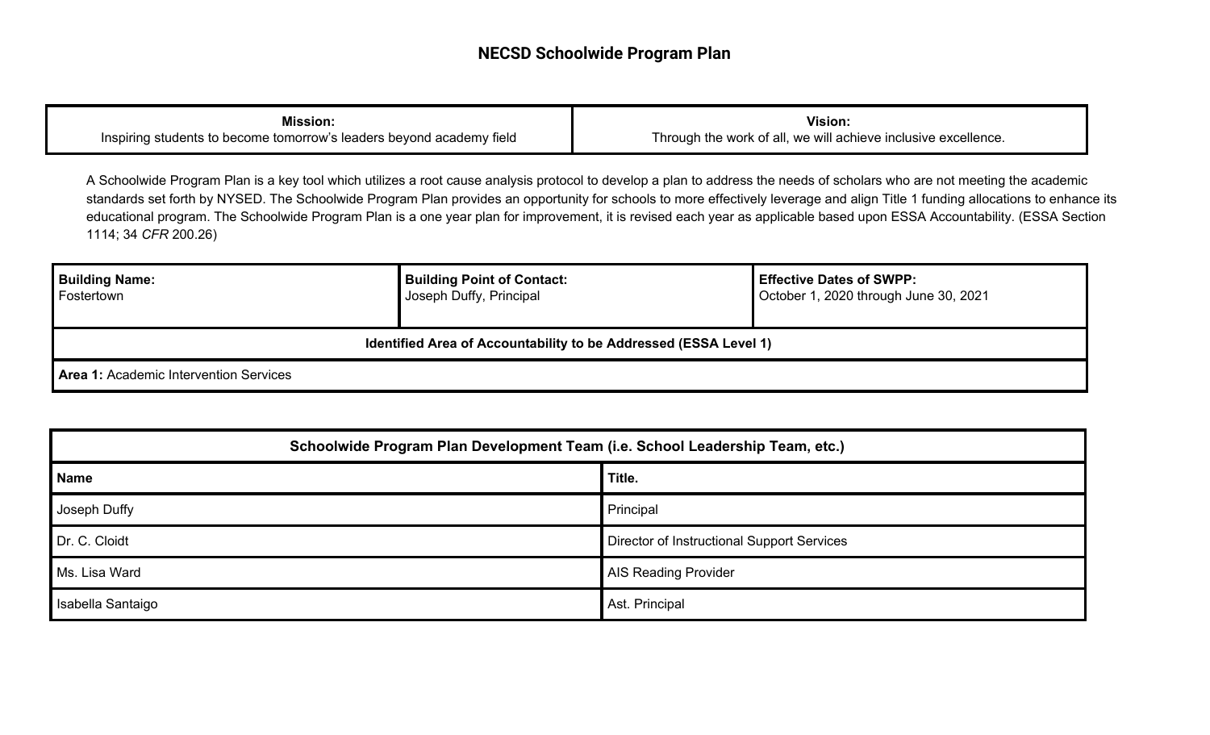# NECSD Schoolwide Program Plan

| **Mission:** Inspiring students to become tomorrow's leaders beyond academy field | **Vision:** Through the work of all, we will achieve inclusive excellence. |
|---|---|

A Schoolwide Program Plan is a key tool which utilizes a root cause analysis protocol to develop a plan to address the needs of scholars who are not meeting the academic standards set forth by NYSED. The Schoolwide Program Plan provides an opportunity for schools to more effectively leverage and align Title 1 funding allocations to enhance its educational program. The Schoolwide Program Plan is a one year plan for improvement, it is revised each year as applicable based upon ESSA Accountability. (ESSA Section 1114; 34 *CFR* 200.26)

| **Building Name:** Fostertown | **Building Point of Contact:** Joseph Duffy, Principal | **Effective Dates of SWPP:** October 1, 2020 through June 30, 2021 |
|---|---|---|
| **Identified Area of Accountability to be Addressed (ESSA Level 1)** | | |
| **Area 1:** Academic Intervention Services | | |

| **Schoolwide Program Plan Development Team (i.e. School Leadership Team, etc.)** | |
|---|---|
| **Name** | **Title.** |
| Joseph Duffy | Principal |
| Dr. C. Cloidt | Director of Instructional Support Services |
| Ms. Lisa Ward | AIS Reading Provider |
| Isabella Santaigo | Ast. Principal |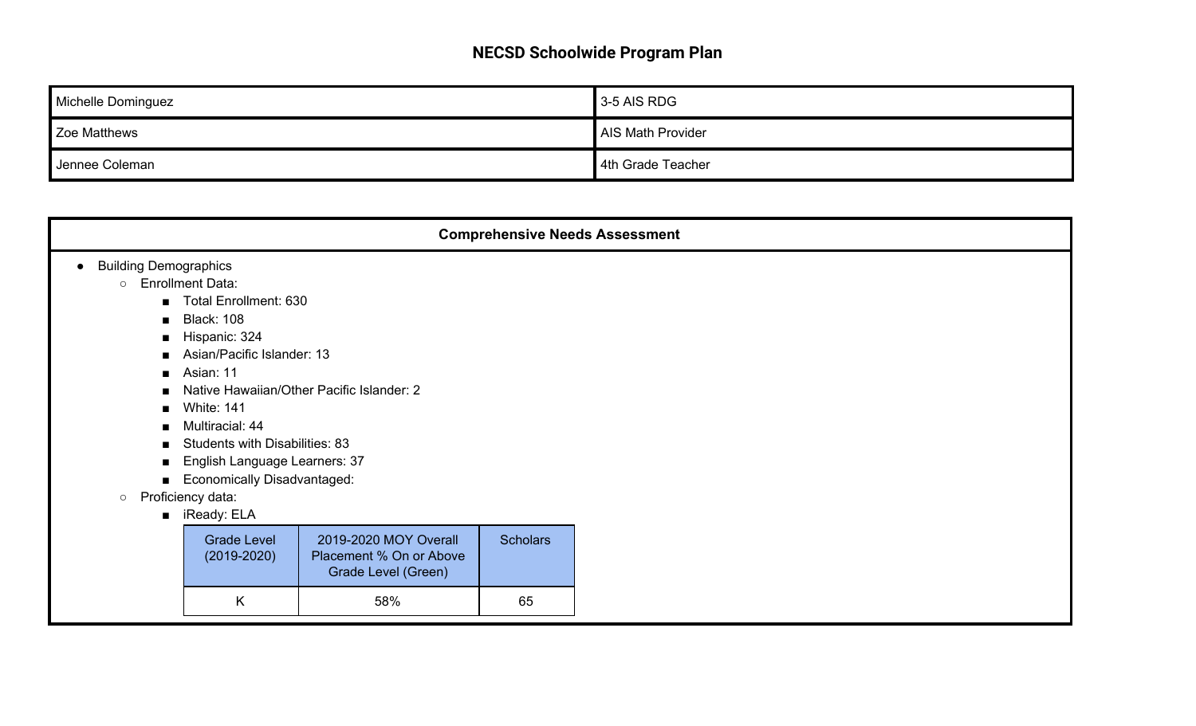## NECSD Schoolwide Program Plan

| | |
|---|---|
| Michelle Dominguez | 3-5 AIS RDG |
| Zoe Matthews | AIS Math Provider |
| Jennee Coleman | 4th Grade Teacher |

### Comprehensive Needs Assessment

- Building Demographics
  - Enrollment Data:
    - Total Enrollment: 630
    - Black: 108
    - Hispanic: 324
    - Asian/Pacific Islander: 13
    - Asian: 11
    - Native Hawaiian/Other Pacific Islander: 2
    - White: 141
    - Multiracial: 44
    - Students with Disabilities: 83
    - English Language Learners: 37
    - Economically Disadvantaged:
  - Proficiency data:
    - iReady: ELA

| Grade Level (2019-2020) | 2019-2020 MOY Overall Placement % On or Above Grade Level (Green) | Scholars |
|---|---|---|
| K | 58% | 65 |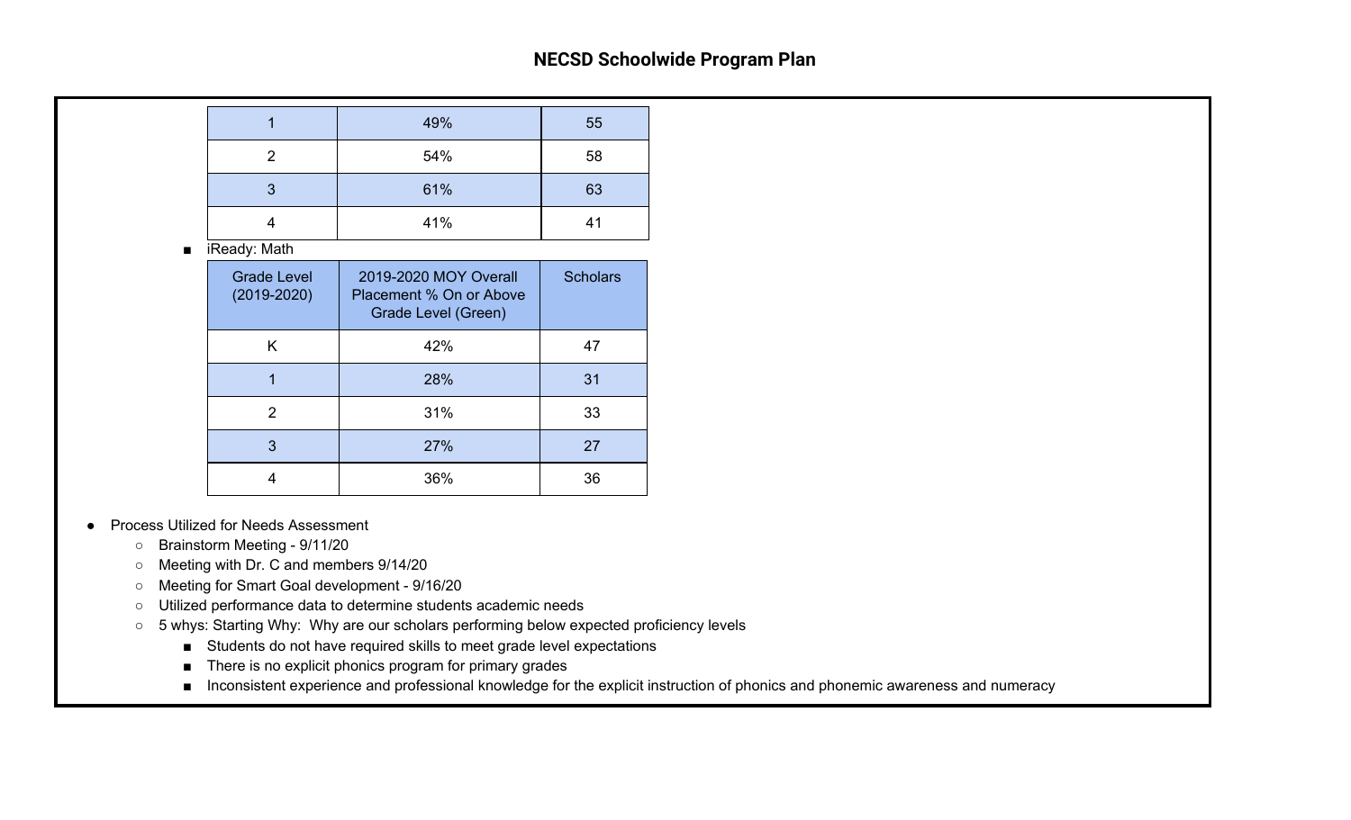| 1 | 49% | 55 |
|---|---|---|
| 2 | 54% | 58 |
| 3 | 61% | 63 |
| 4 | 41% | 41 |

- iReady: Math

| Grade Level (2019-2020) | 2019-2020 MOY Overall Placement % On or Above Grade Level (Green) | Scholars |
|---|---|---|
| K | 42% | 47 |
| 1 | 28% | 31 |
| 2 | 31% | 33 |
| 3 | 27% | 27 |
| 4 | 36% | 36 |

- Process Utilized for Needs Assessment
  - Brainstorm Meeting - 9/11/20
  - Meeting with Dr. C and members 9/14/20
  - Meeting for Smart Goal development - 9/16/20
  - Utilized performance data to determine students academic needs
  - 5 whys: Starting Why: Why are our scholars performing below expected proficiency levels
    - Students do not have required skills to meet grade level expectations
    - There is no explicit phonics program for primary grades
    - Inconsistent experience and professional knowledge for the explicit instruction of phonics and phonemic awareness and numeracy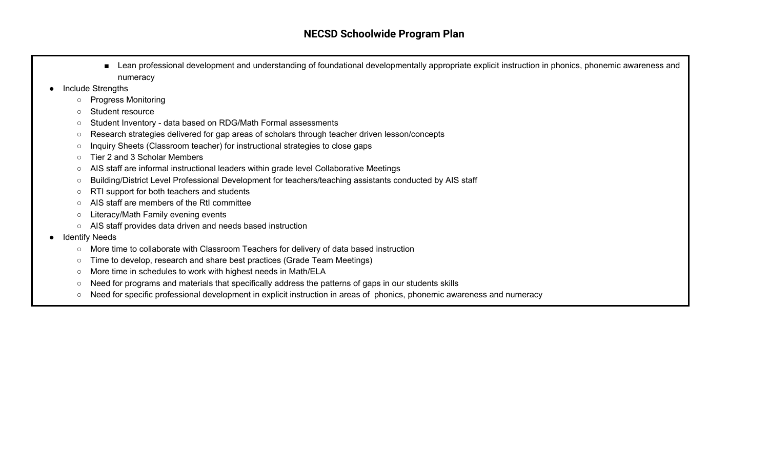# NECSD Schoolwide Program Plan

        - Lean professional development and understanding of foundational developmentally appropriate explicit instruction in phonics, phonemic awareness and numeracy

- Include Strengths
    - Progress Monitoring
    - Student resource
    - Student Inventory - data based on RDG/Math Formal assessments
    - Research strategies delivered for gap areas of scholars through teacher driven lesson/concepts
    - Inquiry Sheets (Classroom teacher) for instructional strategies to close gaps
    - Tier 2 and 3 Scholar Members
    - AIS staff are informal instructional leaders within grade level Collaborative Meetings
    - Building/District Level Professional Development for teachers/teaching assistants conducted by AIS staff
    - RTI support for both teachers and students
    - AIS staff are members of the RtI committee
    - Literacy/Math Family evening events
    - AIS staff provides data driven and needs based instruction
- Identify Needs
    - More time to collaborate with Classroom Teachers for delivery of data based instruction
    - Time to develop, research and share best practices (Grade Team Meetings)
    - More time in schedules to work with highest needs in Math/ELA
    - Need for programs and materials that specifically address the patterns of gaps in our students skills
    - Need for specific professional development in explicit instruction in areas of phonics, phonemic awareness and numeracy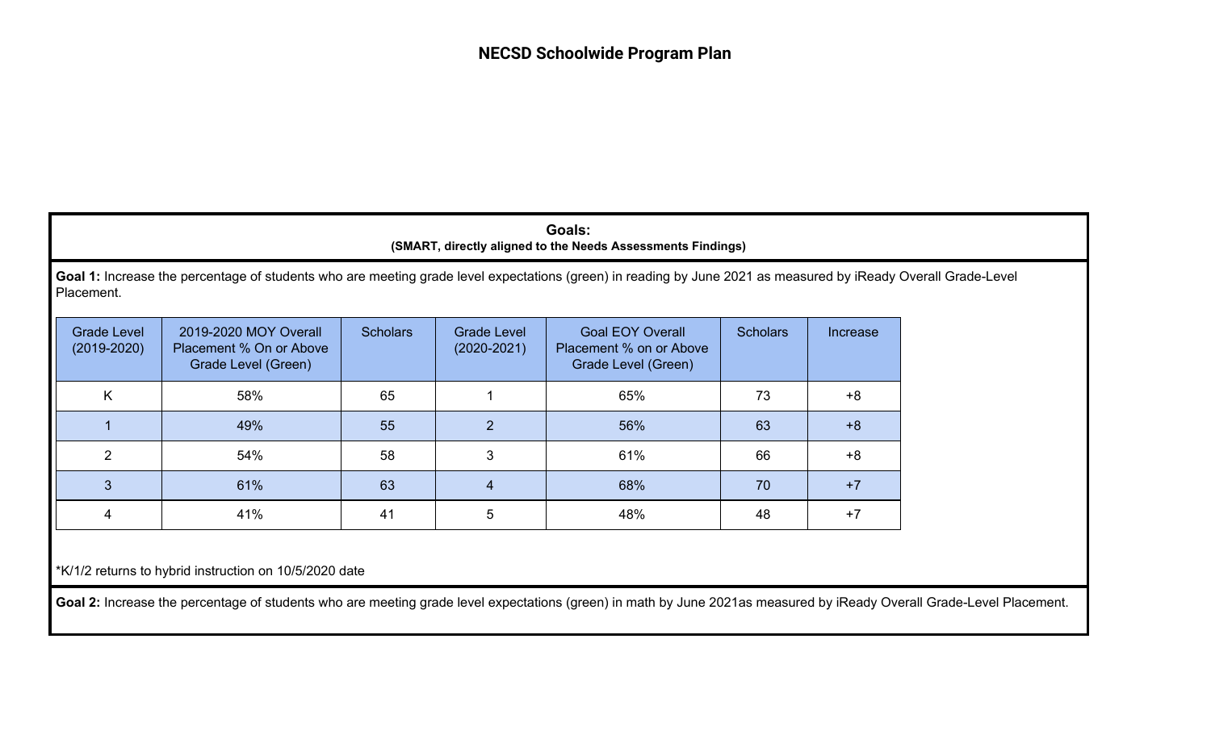# NECSD Schoolwide Program Plan

**Goals:**
**(SMART, directly aligned to the Needs Assessments Findings)**

**Goal 1:** Increase the percentage of students who are meeting grade level expectations (green) in reading by June 2021 as measured by iReady Overall Grade-Level Placement.

| Grade Level (2019-2020) | 2019-2020 MOY Overall Placement % On or Above Grade Level (Green) | Scholars | Grade Level (2020-2021) | Goal EOY Overall Placement % on or Above Grade Level (Green) | Scholars | Increase |
|---|---|---|---|---|---|---|
| K | 58% | 65 | 1 | 65% | 73 | +8 |
| 1 | 49% | 55 | 2 | 56% | 63 | +8 |
| 2 | 54% | 58 | 3 | 61% | 66 | +8 |
| 3 | 61% | 63 | 4 | 68% | 70 | +7 |
| 4 | 41% | 41 | 5 | 48% | 48 | +7 |

*K/1/2 returns to hybrid instruction on 10/5/2020 date

**Goal 2:** Increase the percentage of students who are meeting grade level expectations (green) in math by June 2021as measured by iReady Overall Grade-Level Placement.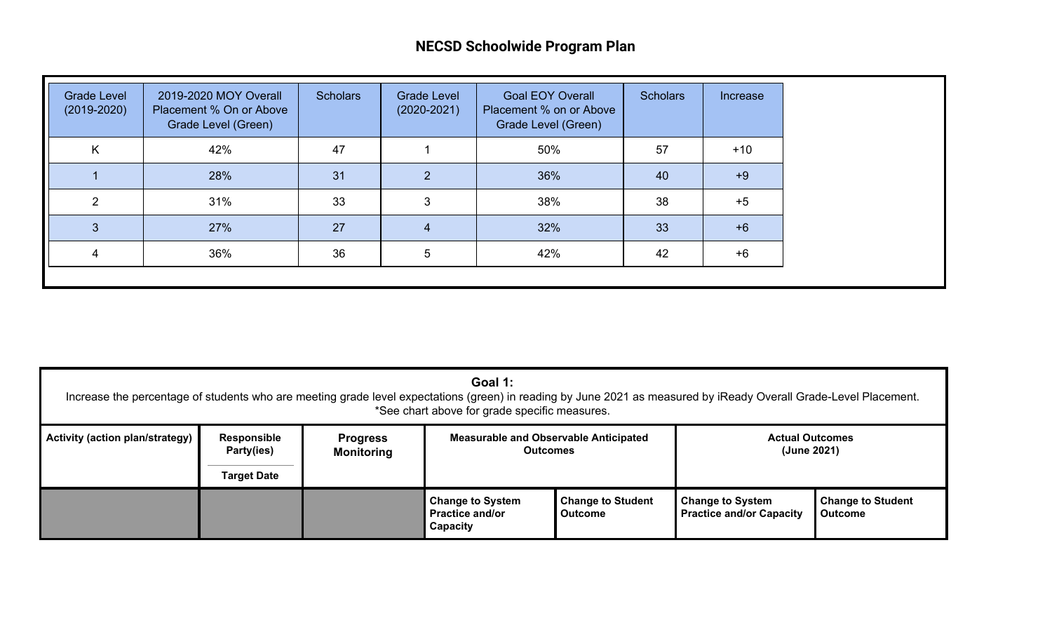## NECSD Schoolwide Program Plan

| Grade Level (2019-2020) | 2019-2020 MOY Overall Placement % On or Above Grade Level (Green) | Scholars | Grade Level (2020-2021) | Goal EOY Overall Placement % on or Above Grade Level (Green) | Scholars | Increase |
|---|---|---|---|---|---|---|
| K | 42% | 47 | 1 | 50% | 57 | +10 |
| 1 | 28% | 31 | 2 | 36% | 40 | +9 |
| 2 | 31% | 33 | 3 | 38% | 38 | +5 |
| 3 | 27% | 27 | 4 | 32% | 33 | +6 |
| 4 | 36% | 36 | 5 | 42% | 42 | +6 |

**Goal 1:**
Increase the percentage of students who are meeting grade level expectations (green) in reading by June 2021 as measured by iReady Overall Grade-Level Placement.
*See chart above for grade specific measures.

| Activity (action plan/strategy) | Responsible Party(ies) / Target Date | Progress Monitoring | Measurable and Observable Anticipated Outcomes | | Actual Outcomes (June 2021) | |
|---|---|---|---|---|---|---|
| | | | **Change to System Practice and/or Capacity** | **Change to Student Outcome** | **Change to System Practice and/or Capacity** | **Change to Student Outcome** |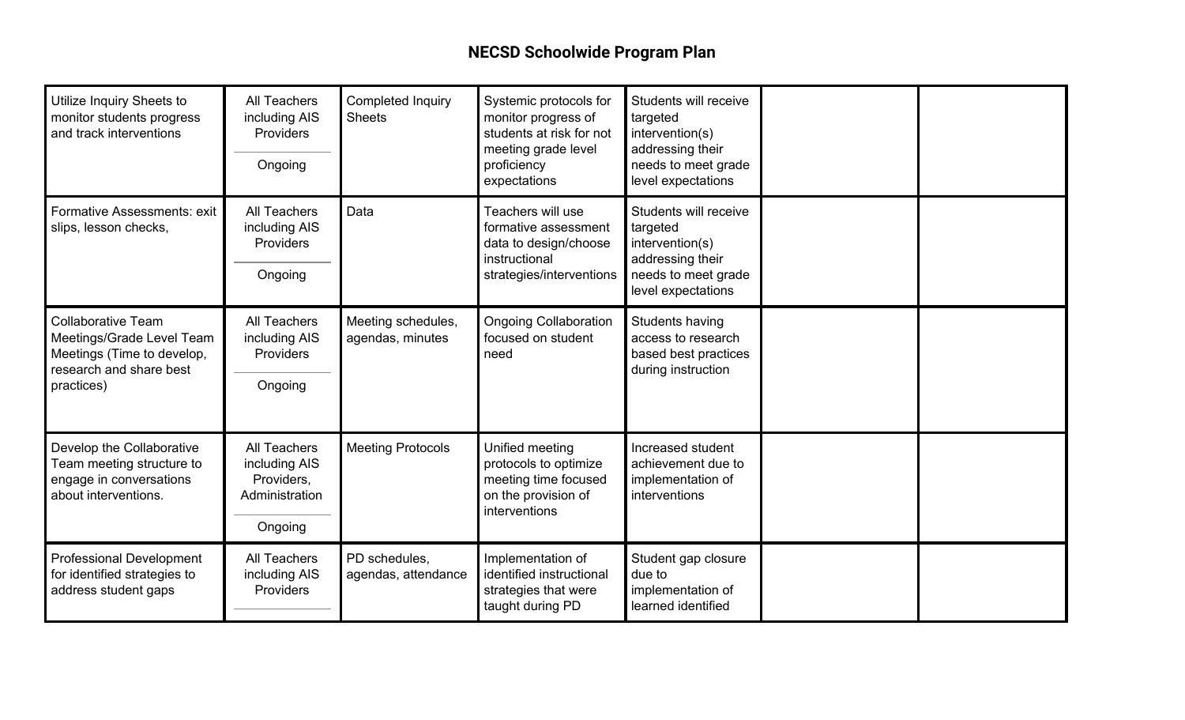## NECSD Schoolwide Program Plan

| | | | | | | |
|---|---|---|---|---|---|---|
| Utilize Inquiry Sheets to monitor students progress and track interventions | All Teachers including AIS Providers<br><br>Ongoing | Completed Inquiry Sheets | Systemic protocols for monitor progress of students at risk for not meeting grade level proficiency expectations | Students will receive targeted intervention(s) addressing their needs to meet grade level expectations | | |
| Formative Assessments: exit slips, lesson checks, | All Teachers including AIS Providers<br><br>Ongoing | Data | Teachers will use formative assessment data to design/choose instructional strategies/interventions | Students will receive targeted intervention(s) addressing their needs to meet grade level expectations | | |
| Collaborative Team Meetings/Grade Level Team Meetings (Time to develop, research and share best practices) | All Teachers including AIS Providers<br><br>Ongoing | Meeting schedules, agendas, minutes | Ongoing Collaboration focused on student need | Students having access to research based best practices during instruction | | |
| Develop the Collaborative Team meeting structure to engage in conversations about interventions. | All Teachers including AIS Providers, Administration<br><br>Ongoing | Meeting Protocols | Unified meeting protocols to optimize meeting time focused on the provision of interventions | Increased student achievement due to implementation of interventions | | |
| Professional Development for identified strategies to address student gaps | All Teachers including AIS Providers | PD schedules, agendas, attendance | Implementation of identified instructional strategies that were taught during PD | Student gap closure due to implementation of learned identified | | |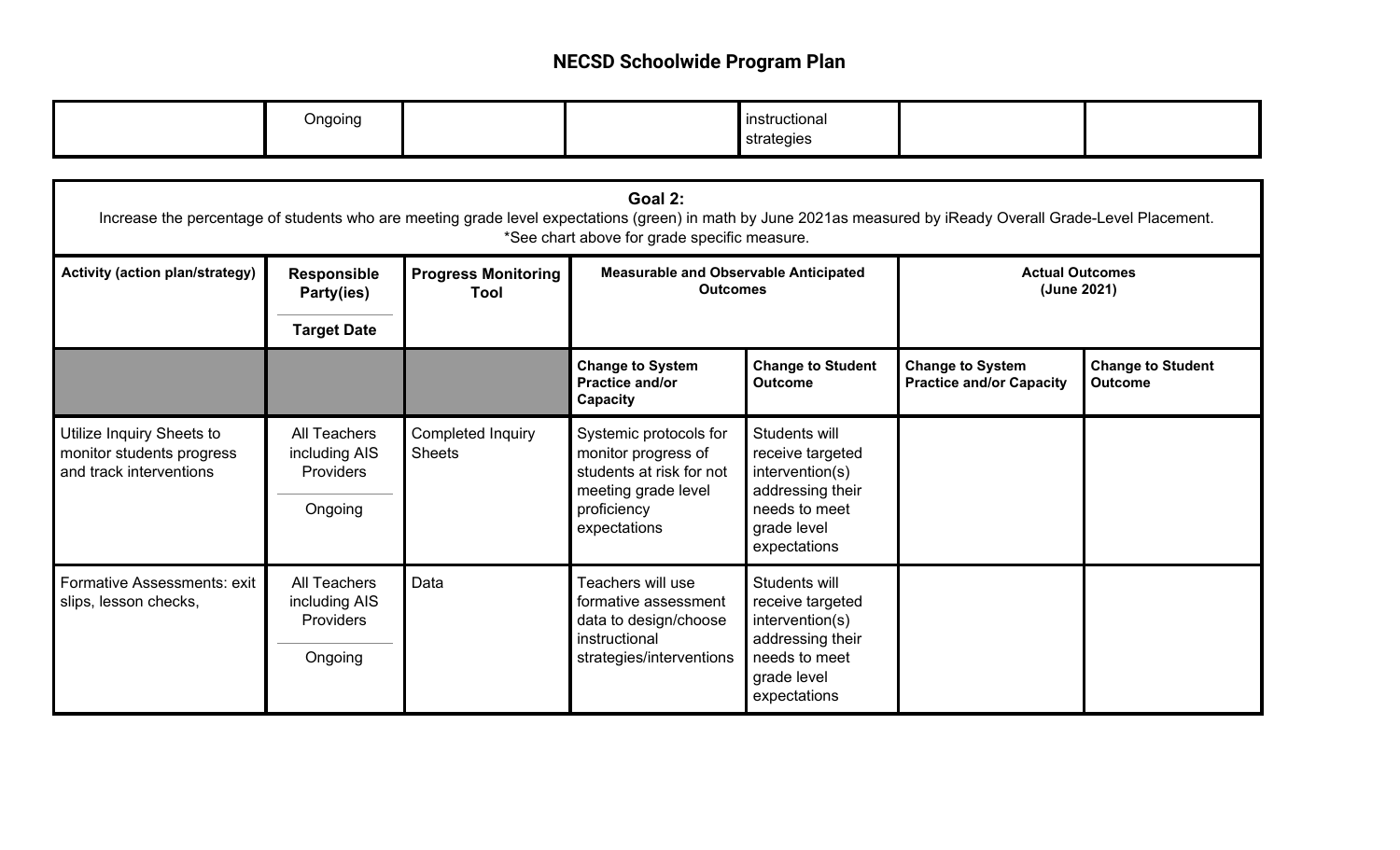## NECSD Schoolwide Program Plan

| | | | | | | |
|---|---|---|---|---|---|---|
| | Ongoing | | | instructional strategies | | |

| **Goal 2:** Increase the percentage of students who are meeting grade level expectations (green) in math by June 2021as measured by iReady Overall Grade-Level Placement. *See chart above for grade specific measure. | | | | | | |
|---|---|---|---|---|---|---|
| **Activity (action plan/strategy)** | **Responsible Party(ies)** / **Target Date** | **Progress Monitoring Tool** | **Measurable and Observable Anticipated Outcomes** | | **Actual Outcomes (June 2021)** | |
| | | | **Change to System Practice and/or Capacity** | **Change to Student Outcome** | **Change to System Practice and/or Capacity** | **Change to Student Outcome** |
| Utilize Inquiry Sheets to monitor students progress and track interventions | All Teachers including AIS Providers / Ongoing | Completed Inquiry Sheets | Systemic protocols for monitor progress of students at risk for not meeting grade level proficiency expectations | Students will receive targeted intervention(s) addressing their needs to meet grade level expectations | | |
| Formative Assessments: exit slips, lesson checks, | All Teachers including AIS Providers / Ongoing | Data | Teachers will use formative assessment data to design/choose instructional strategies/interventions | Students will receive targeted intervention(s) addressing their needs to meet grade level expectations | | |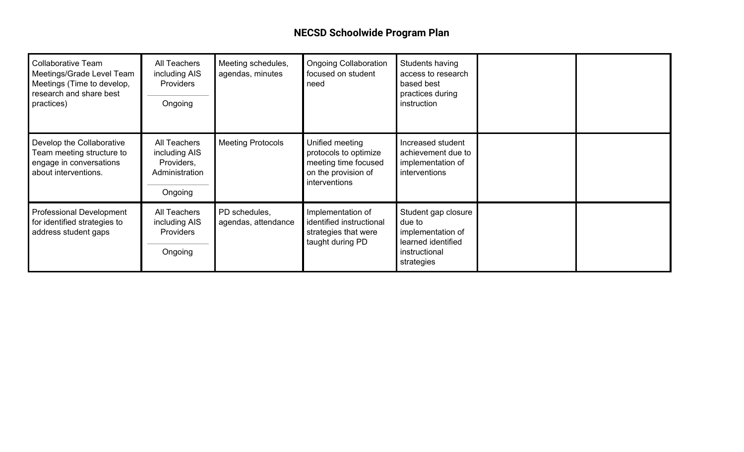## NECSD Schoolwide Program Plan

| | | | | | | |
|---|---|---|---|---|---|---|
| Collaborative Team Meetings/Grade Level Team Meetings (Time to develop, research and share best practices) | All Teachers including AIS Providers<br><br>Ongoing | Meeting schedules, agendas, minutes | Ongoing Collaboration focused on student need | Students having access to research based best practices during instruction | | |
| Develop the Collaborative Team meeting structure to engage in conversations about interventions. | All Teachers including AIS Providers, Administration<br><br>Ongoing | Meeting Protocols | Unified meeting protocols to optimize meeting time focused on the provision of interventions | Increased student achievement due to implementation of interventions | | |
| Professional Development for identified strategies to address student gaps | All Teachers including AIS Providers<br><br>Ongoing | PD schedules, agendas, attendance | Implementation of identified instructional strategies that were taught during PD | Student gap closure due to implementation of learned identified instructional strategies | | |